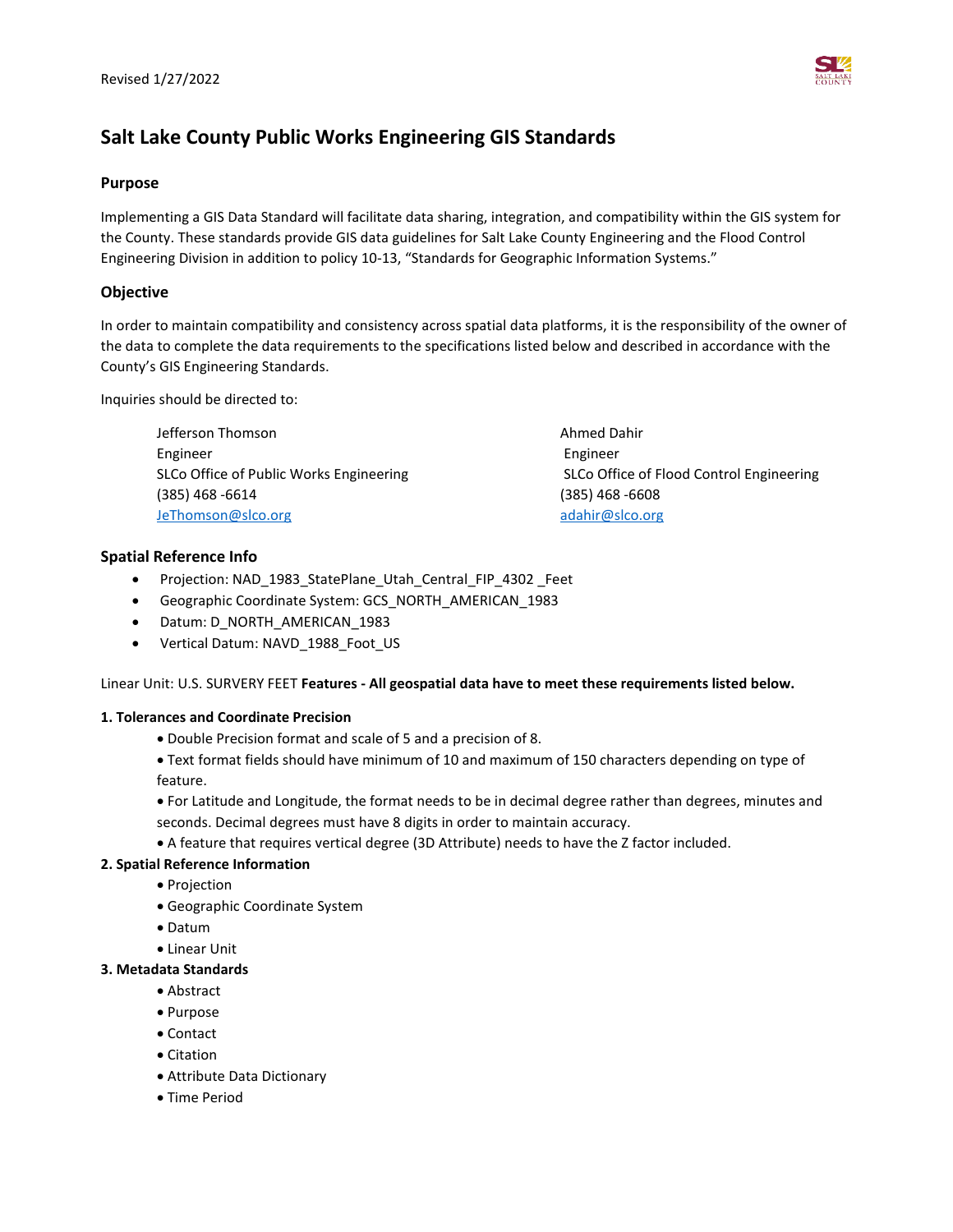Revised 1/27/2022

# Salt Lake County Public Works Engineering GIS Standards

## Purpose

Implementing a GIS Data Standard will facilitate data sharing, integration, and compatibility within the GIS system for the County. These standards provide GIS data guidelines for Salt Lake County Engineering and the Flood Control Engineering Division in addition to policy 10-13, "Standards for Geographic Information Systems."

## Objective

In order to maintain compatibility and consistency across spatial data platforms, it is the responsibility of the owner of the data to complete the data requirements to the specifications listed below and described in accordance with the County's GIS Engineering Standards.

Inquiries should be directed to:

Jefferson Thomson
Engineer
SLCo Office of Public Works Engineering
(385) 468 -6614
JeThomson@slco.org

Ahmed Dahir
Engineer
SLCo Office of Flood Control Engineering
(385) 468 -6608
adahir@slco.org

## Spatial Reference Info

- Projection: NAD_1983_StatePlane_Utah_Central_FIP_4302 _Feet
- Geographic Coordinate System: GCS_NORTH_AMERICAN_1983
- Datum: D_NORTH_AMERICAN_1983
- Vertical Datum: NAVD_1988_Foot_US

Linear Unit: U.S. SURVERY FEET **Features - All geospatial data have to meet these requirements listed below.**

**1. Tolerances and Coordinate Precision**

- Double Precision format and scale of 5 and a precision of 8.
- Text format fields should have minimum of 10 and maximum of 150 characters depending on type of feature.
- For Latitude and Longitude, the format needs to be in decimal degree rather than degrees, minutes and seconds. Decimal degrees must have 8 digits in order to maintain accuracy.
- A feature that requires vertical degree (3D Attribute) needs to have the Z factor included.

**2. Spatial Reference Information**

- Projection
- Geographic Coordinate System
- Datum
- Linear Unit

**3. Metadata Standards**

- Abstract
- Purpose
- Contact
- Citation
- Attribute Data Dictionary
- Time Period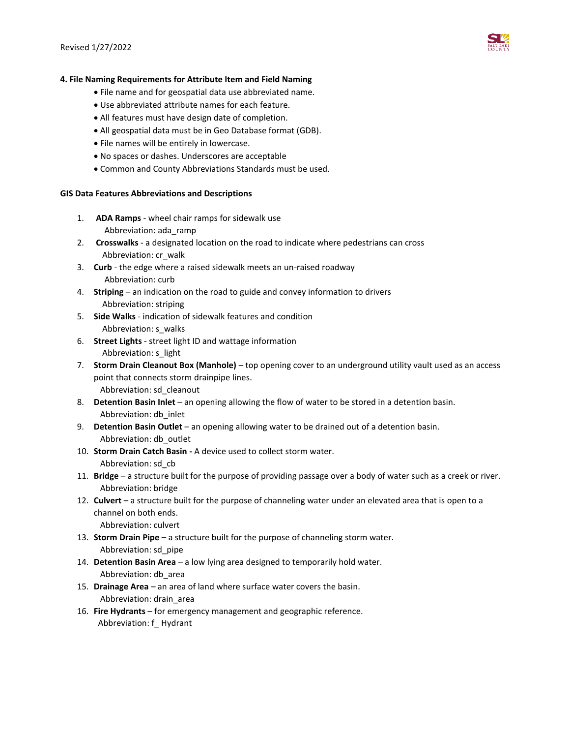### 4. File Naming Requirements for Attribute Item and Field Naming

- File name and for geospatial data use abbreviated name.
- Use abbreviated attribute names for each feature.
- All features must have design date of completion.
- All geospatial data must be in Geo Database format (GDB).
- File names will be entirely in lowercase.
- No spaces or dashes. Underscores are acceptable
- Common and County Abbreviations Standards must be used.

### GIS Data Features Abbreviations and Descriptions

1. **ADA Ramps** - wheel chair ramps for sidewalk use
   Abbreviation: ada_ramp
2. **Crosswalks** - a designated location on the road to indicate where pedestrians can cross
   Abbreviation: cr_walk
3. **Curb** - the edge where a raised sidewalk meets an un-raised roadway
   Abbreviation: curb
4. **Striping** – an indication on the road to guide and convey information to drivers
   Abbreviation: striping
5. **Side Walks** - indication of sidewalk features and condition
   Abbreviation: s_walks
6. **Street Lights** - street light ID and wattage information
   Abbreviation: s_light
7. **Storm Drain Cleanout Box (Manhole)** – top opening cover to an underground utility vault used as an access point that connects storm drainpipe lines.
   Abbreviation: sd_cleanout
8. **Detention Basin Inlet** – an opening allowing the flow of water to be stored in a detention basin.
   Abbreviation: db_inlet
9. **Detention Basin Outlet** – an opening allowing water to be drained out of a detention basin.
   Abbreviation: db_outlet
10. **Storm Drain Catch Basin -** A device used to collect storm water.
    Abbreviation: sd_cb
11. **Bridge** – a structure built for the purpose of providing passage over a body of water such as a creek or river.
    Abbreviation: bridge
12. **Culvert** – a structure built for the purpose of channeling water under an elevated area that is open to a channel on both ends.
    Abbreviation: culvert
13. **Storm Drain Pipe** – a structure built for the purpose of channeling storm water.
    Abbreviation: sd_pipe
14. **Detention Basin Area** – a low lying area designed to temporarily hold water.
    Abbreviation: db_area
15. **Drainage Area** – an area of land where surface water covers the basin.
    Abbreviation: drain_area
16. **Fire Hydrants** – for emergency management and geographic reference.
    Abbreviation: f_ Hydrant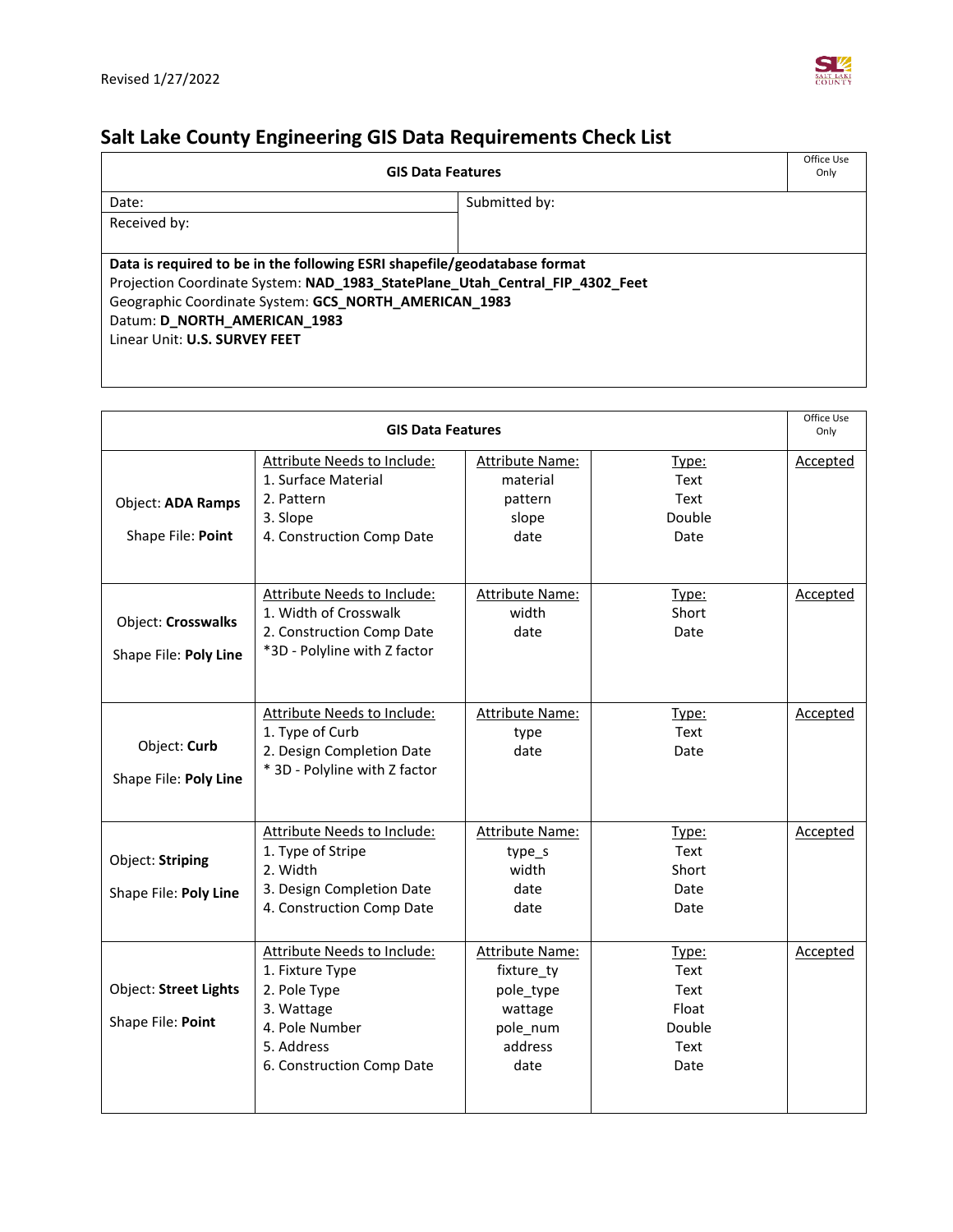Revised 1/27/2022

# Salt Lake County Engineering GIS Data Requirements Check List

| GIS Data Features | | Office Use Only |
|---|---|---|
| Date: | Submitted by: | |
| Received by: | | |
| **Data is required to be in the following ESRI shapefile/geodatabase format**<br>Projection Coordinate System: **NAD_1983_StatePlane_Utah_Central_FIP_4302_Feet**<br>Geographic Coordinate System: **GCS_NORTH_AMERICAN_1983**<br>Datum: **D_NORTH_AMERICAN_1983**<br>Linear Unit: **U.S. SURVEY FEET** | | |

| GIS Data Features | | | | Office Use Only |
|---|---|---|---|---|
| Object: **ADA Ramps**<br><br>Shape File: **Point** | Attribute Needs to Include:<br>1. Surface Material<br>2. Pattern<br>3. Slope<br>4. Construction Comp Date | Attribute Name:<br>material<br>pattern<br>slope<br>date | Type:<br>Text<br>Text<br>Double<br>Date | Accepted |
| Object: **Crosswalks**<br><br>Shape File: **Poly Line** | Attribute Needs to Include:<br>1. Width of Crosswalk<br>2. Construction Comp Date<br>*3D - Polyline with Z factor | Attribute Name:<br>width<br>date | Type:<br>Short<br>Date | Accepted |
| Object: **Curb**<br><br>Shape File: **Poly Line** | Attribute Needs to Include:<br>1. Type of Curb<br>2. Design Completion Date<br>* 3D - Polyline with Z factor | Attribute Name:<br>type<br>date | Type:<br>Text<br>Date | Accepted |
| Object: **Striping**<br><br>Shape File: **Poly Line** | Attribute Needs to Include:<br>1. Type of Stripe<br>2. Width<br>3. Design Completion Date<br>4. Construction Comp Date | Attribute Name:<br>type_s<br>width<br>date<br>date | Type:<br>Text<br>Short<br>Date<br>Date | Accepted |
| Object: **Street Lights**<br><br>Shape File: **Point** | Attribute Needs to Include:<br>1. Fixture Type<br>2. Pole Type<br>3. Wattage<br>4. Pole Number<br>5. Address<br>6. Construction Comp Date | Attribute Name:<br>fixture_ty<br>pole_type<br>wattage<br>pole_num<br>address<br>date | Type:<br>Text<br>Text<br>Float<br>Double<br>Text<br>Date | Accepted |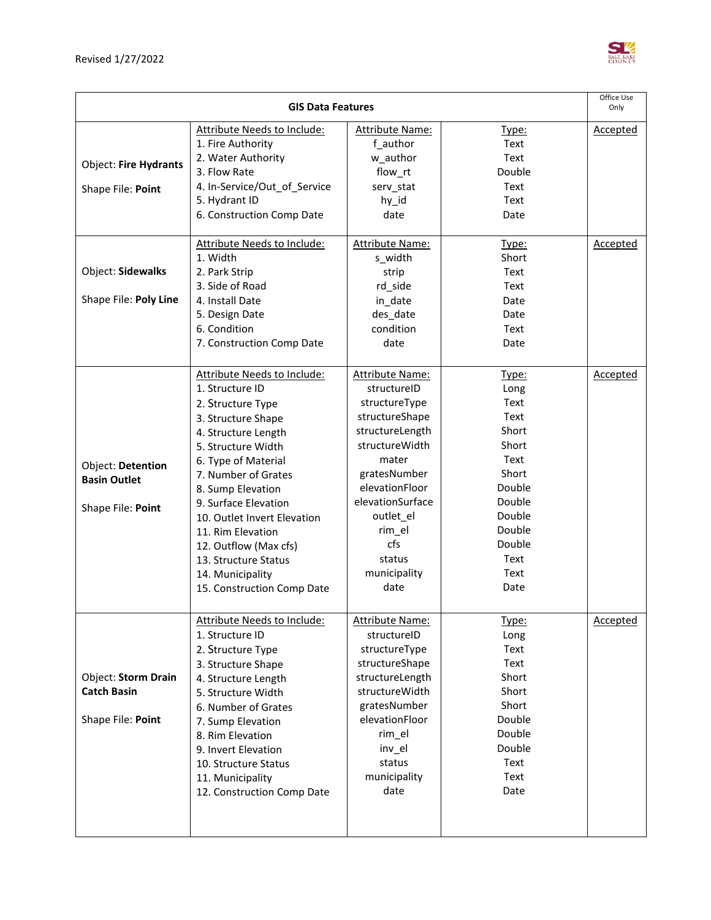Revised 1/27/2022

| GIS Data Features | | | | Office Use Only |
|---|---|---|---|---|
| Object: **Fire Hydrants**<br><br>Shape File: **Point** | Attribute Needs to Include:<br>1. Fire Authority<br>2. Water Authority<br>3. Flow Rate<br>4. In-Service/Out_of_Service<br>5. Hydrant ID<br>6. Construction Comp Date | Attribute Name:<br>f_author<br>w_author<br>flow_rt<br>serv_stat<br>hy_id<br>date | Type:<br>Text<br>Text<br>Double<br>Text<br>Text<br>Date | Accepted |
| Object: **Sidewalks**<br><br>Shape File: **Poly Line** | Attribute Needs to Include:<br>1. Width<br>2. Park Strip<br>3. Side of Road<br>4. Install Date<br>5. Design Date<br>6. Condition<br>7. Construction Comp Date | Attribute Name:<br>s_width<br>strip<br>rd_side<br>in_date<br>des_date<br>condition<br>date | Type:<br>Short<br>Text<br>Text<br>Date<br>Date<br>Text<br>Date | Accepted |
| Object: **Detention Basin Outlet**<br><br>Shape File: **Point** | Attribute Needs to Include:<br>1. Structure ID<br>2. Structure Type<br>3. Structure Shape<br>4. Structure Length<br>5. Structure Width<br>6. Type of Material<br>7. Number of Grates<br>8. Sump Elevation<br>9. Surface Elevation<br>10. Outlet Invert Elevation<br>11. Rim Elevation<br>12. Outflow (Max cfs)<br>13. Structure Status<br>14. Municipality<br>15. Construction Comp Date | Attribute Name:<br>structureID<br>structureType<br>structureShape<br>structureLength<br>structureWidth<br>mater<br>gratesNumber<br>elevationFloor<br>elevationSurface<br>outlet_el<br>rim_el<br>cfs<br>status<br>municipality<br>date | Type:<br>Long<br>Text<br>Text<br>Short<br>Short<br>Text<br>Short<br>Double<br>Double<br>Double<br>Double<br>Double<br>Text<br>Text<br>Date | Accepted |
| Object: **Storm Drain Catch Basin**<br><br>Shape File: **Point** | Attribute Needs to Include:<br>1. Structure ID<br>2. Structure Type<br>3. Structure Shape<br>4. Structure Length<br>5. Structure Width<br>6. Number of Grates<br>7. Sump Elevation<br>8. Rim Elevation<br>9. Invert Elevation<br>10. Structure Status<br>11. Municipality<br>12. Construction Comp Date | Attribute Name:<br>structureID<br>structureType<br>structureShape<br>structureLength<br>structureWidth<br>gratesNumber<br>elevationFloor<br>rim_el<br>inv_el<br>status<br>municipality<br>date | Type:<br>Long<br>Text<br>Text<br>Short<br>Short<br>Short<br>Double<br>Double<br>Double<br>Text<br>Text<br>Date | Accepted |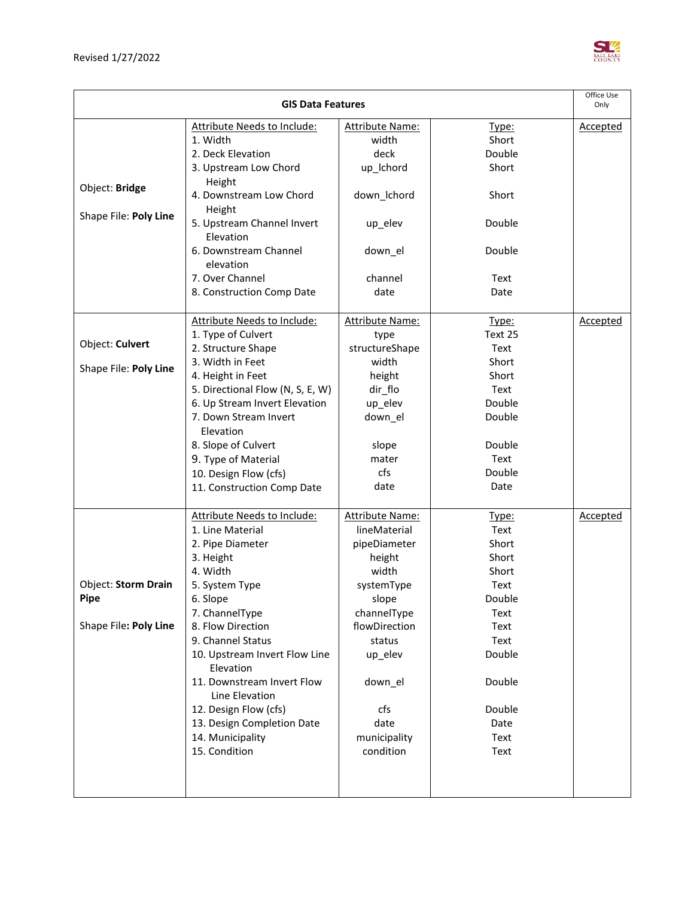Revised 1/27/2022

| GIS Data Features | | | | Office Use Only |
|---|---|---|---|---|
| Object: **Bridge**<br><br>Shape File: **Poly Line** | Attribute Needs to Include:<br>1. Width<br>2. Deck Elevation<br>3. Upstream Low Chord Height<br>4. Downstream Low Chord Height<br>5. Upstream Channel Invert Elevation<br>6. Downstream Channel elevation<br>7. Over Channel<br>8. Construction Comp Date | Attribute Name:<br>width<br>deck<br>up_lchord<br>down_lchord<br>up_elev<br>down_el<br>channel<br>date | Type:<br>Short<br>Double<br>Short<br>Short<br>Double<br>Double<br>Text<br>Date | Accepted |
| Object: **Culvert**<br><br>Shape File: **Poly Line** | Attribute Needs to Include:<br>1. Type of Culvert<br>2. Structure Shape<br>3. Width in Feet<br>4. Height in Feet<br>5. Directional Flow (N, S, E, W)<br>6. Up Stream Invert Elevation<br>7. Down Stream Invert Elevation<br>8. Slope of Culvert<br>9. Type of Material<br>10. Design Flow (cfs)<br>11. Construction Comp Date | Attribute Name:<br>type<br>structureShape<br>width<br>height<br>dir_flo<br>up_elev<br>down_el<br>slope<br>mater<br>cfs<br>date | Type:<br>Text 25<br>Text<br>Short<br>Short<br>Text<br>Double<br>Double<br>Double<br>Text<br>Double<br>Date | Accepted |
| Object: **Storm Drain Pipe**<br><br>Shape File: **Poly Line** | Attribute Needs to Include:<br>1. Line Material<br>2. Pipe Diameter<br>3. Height<br>4. Width<br>5. System Type<br>6. Slope<br>7. ChannelType<br>8. Flow Direction<br>9. Channel Status<br>10. Upstream Invert Flow Line Elevation<br>11. Downstream Invert Flow Line Elevation<br>12. Design Flow (cfs)<br>13. Design Completion Date<br>14. Municipality<br>15. Condition | Attribute Name:<br>lineMaterial<br>pipeDiameter<br>height<br>width<br>systemType<br>slope<br>channelType<br>flowDirection<br>status<br>up_elev<br>down_el<br>cfs<br>date<br>municipality<br>condition | Type:<br>Text<br>Short<br>Short<br>Short<br>Text<br>Double<br>Text<br>Text<br>Text<br>Double<br>Double<br>Double<br>Date<br>Text<br>Text | Accepted |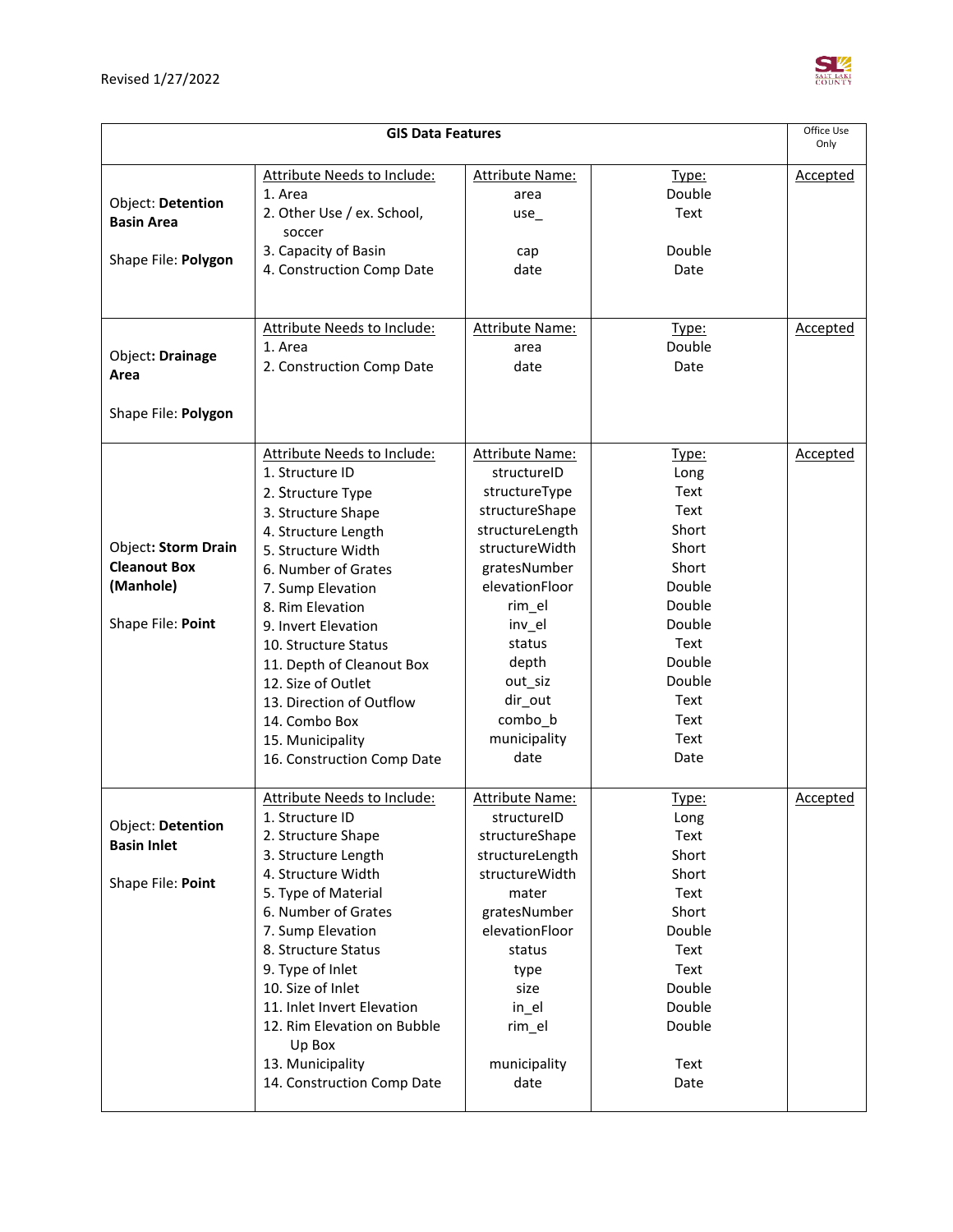Revised 1/27/2022

| GIS Data Features | | | | Office Use Only |
|---|---|---|---|---|
| Object: **Detention Basin Area**<br><br>Shape File: **Polygon** | Attribute Needs to Include:<br>1. Area<br>2. Other Use / ex. School, soccer<br>3. Capacity of Basin<br>4. Construction Comp Date | Attribute Name:<br>area<br>use_<br>cap<br>date | Type:<br>Double<br>Text<br>Double<br>Date | Accepted |
| Object: **Drainage Area**<br><br>Shape File: **Polygon** | Attribute Needs to Include:<br>1. Area<br>2. Construction Comp Date | Attribute Name:<br>area<br>date | Type:<br>Double<br>Date | Accepted |
| Object: **Storm Drain Cleanout Box (Manhole)**<br><br>Shape File: **Point** | Attribute Needs to Include:<br>1. Structure ID<br>2. Structure Type<br>3. Structure Shape<br>4. Structure Length<br>5. Structure Width<br>6. Number of Grates<br>7. Sump Elevation<br>8. Rim Elevation<br>9. Invert Elevation<br>10. Structure Status<br>11. Depth of Cleanout Box<br>12. Size of Outlet<br>13. Direction of Outflow<br>14. Combo Box<br>15. Municipality<br>16. Construction Comp Date | Attribute Name:<br>structureID<br>structureType<br>structureShape<br>structureLength<br>structureWidth<br>gratesNumber<br>elevationFloor<br>rim_el<br>inv_el<br>status<br>depth<br>out_siz<br>dir_out<br>combo_b<br>municipality<br>date | Type:<br>Long<br>Text<br>Text<br>Short<br>Short<br>Short<br>Double<br>Double<br>Double<br>Text<br>Double<br>Double<br>Text<br>Text<br>Text<br>Date | Accepted |
| Object: **Detention Basin Inlet**<br><br>Shape File: **Point** | Attribute Needs to Include:<br>1. Structure ID<br>2. Structure Shape<br>3. Structure Length<br>4. Structure Width<br>5. Type of Material<br>6. Number of Grates<br>7. Sump Elevation<br>8. Structure Status<br>9. Type of Inlet<br>10. Size of Inlet<br>11. Inlet Invert Elevation<br>12. Rim Elevation on Bubble Up Box<br>13. Municipality<br>14. Construction Comp Date | Attribute Name:<br>structureID<br>structureShape<br>structureLength<br>structureWidth<br>mater<br>gratesNumber<br>elevationFloor<br>status<br>type<br>size<br>in_el<br>rim_el<br>municipality<br>date | Type:<br>Long<br>Text<br>Short<br>Short<br>Text<br>Short<br>Double<br>Text<br>Text<br>Double<br>Double<br>Double<br>Text<br>Date | Accepted |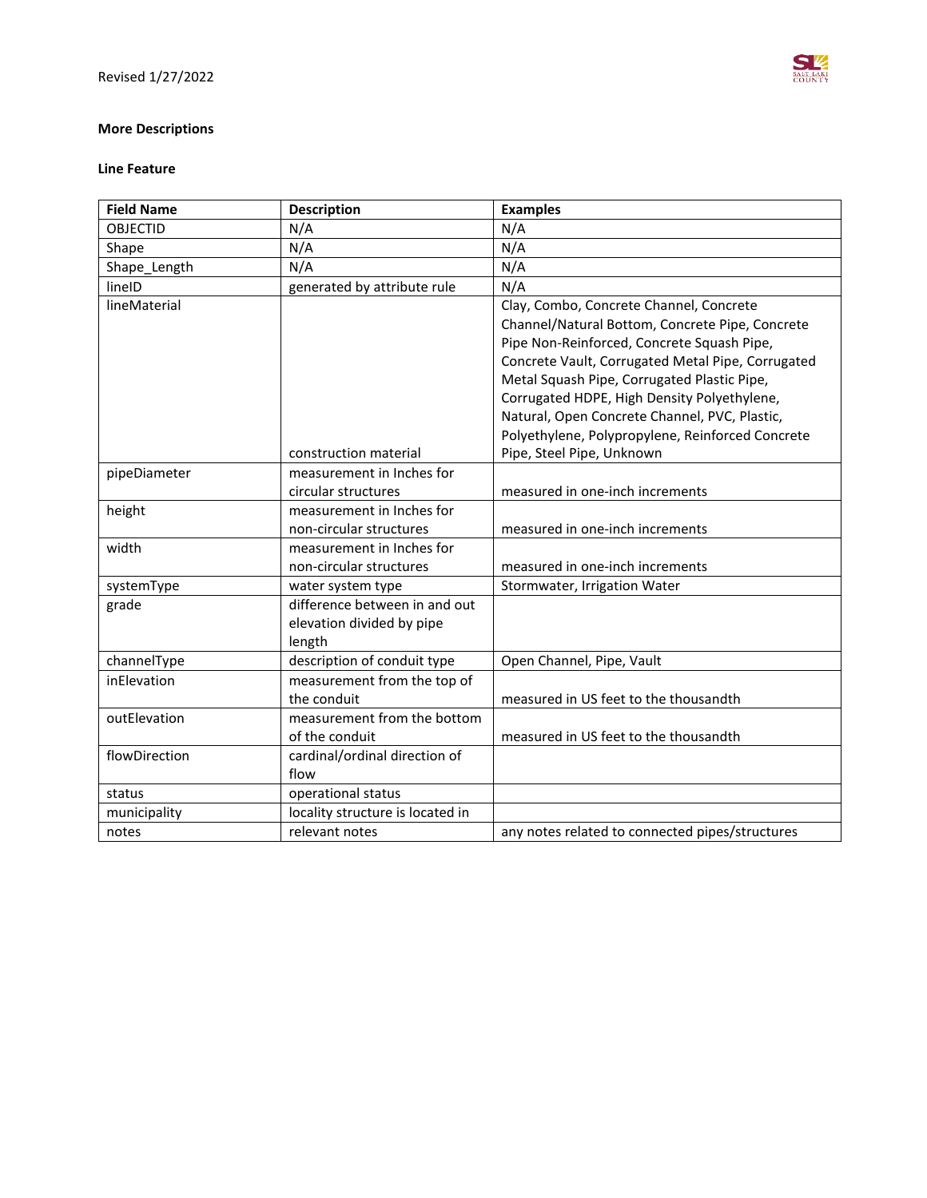### More Descriptions

#### Line Feature

| Field Name | Description | Examples |
| --- | --- | --- |
| OBJECTID | N/A | N/A |
| Shape | N/A | N/A |
| Shape_Length | N/A | N/A |
| lineID | generated by attribute rule | N/A |
| lineMaterial | construction material | Clay, Combo, Concrete Channel, Concrete Channel/Natural Bottom, Concrete Pipe, Concrete Pipe Non-Reinforced, Concrete Squash Pipe, Concrete Vault, Corrugated Metal Pipe, Corrugated Metal Squash Pipe, Corrugated Plastic Pipe, Corrugated HDPE, High Density Polyethylene, Natural, Open Concrete Channel, PVC, Plastic, Polyethylene, Polypropylene, Reinforced Concrete Pipe, Steel Pipe, Unknown |
| pipeDiameter | measurement in Inches for circular structures | measured in one-inch increments |
| height | measurement in Inches for non-circular structures | measured in one-inch increments |
| width | measurement in Inches for non-circular structures | measured in one-inch increments |
| systemType | water system type | Stormwater, Irrigation Water |
| grade | difference between in and out elevation divided by pipe length | |
| channelType | description of conduit type | Open Channel, Pipe, Vault |
| inElevation | measurement from the top of the conduit | measured in US feet to the thousandth |
| outElevation | measurement from the bottom of the conduit | measured in US feet to the thousandth |
| flowDirection | cardinal/ordinal direction of flow | |
| status | operational status | |
| municipality | locality structure is located in | |
| notes | relevant notes | any notes related to connected pipes/structures |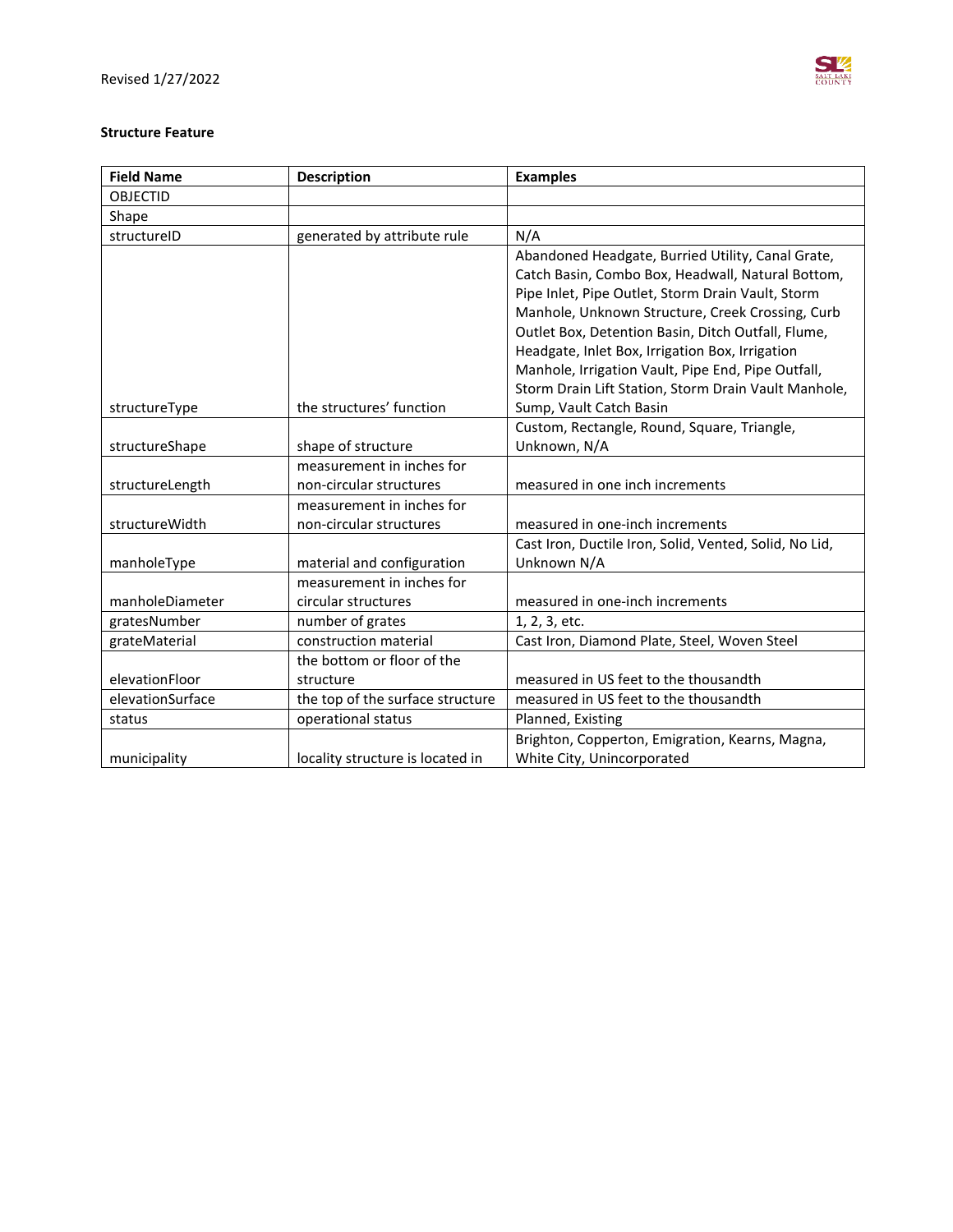**Structure Feature**

| Field Name | Description | Examples |
|---|---|---|
| OBJECTID | | |
| Shape | | |
| structureID | generated by attribute rule | N/A |
| structureType | the structures' function | Abandoned Headgate, Burried Utility, Canal Grate, Catch Basin, Combo Box, Headwall, Natural Bottom, Pipe Inlet, Pipe Outlet, Storm Drain Vault, Storm Manhole, Unknown Structure, Creek Crossing, Curb Outlet Box, Detention Basin, Ditch Outfall, Flume, Headgate, Inlet Box, Irrigation Box, Irrigation Manhole, Irrigation Vault, Pipe End, Pipe Outfall, Storm Drain Lift Station, Storm Drain Vault Manhole, Sump, Vault Catch Basin |
| structureShape | shape of structure | Custom, Rectangle, Round, Square, Triangle, Unknown, N/A |
| structureLength | measurement in inches for non-circular structures | measured in one inch increments |
| structureWidth | measurement in inches for non-circular structures | measured in one-inch increments |
| manholeType | material and configuration | Cast Iron, Ductile Iron, Solid, Vented, Solid, No Lid, Unknown N/A |
| manholeDiameter | measurement in inches for circular structures | measured in one-inch increments |
| gratesNumber | number of grates | 1, 2, 3, etc. |
| grateMaterial | construction material | Cast Iron, Diamond Plate, Steel, Woven Steel |
| elevationFloor | the bottom or floor of the structure | measured in US feet to the thousandth |
| elevationSurface | the top of the surface structure | measured in US feet to the thousandth |
| status | operational status | Planned, Existing |
| municipality | locality structure is located in | Brighton, Copperton, Emigration, Kearns, Magna, White City, Unincorporated |